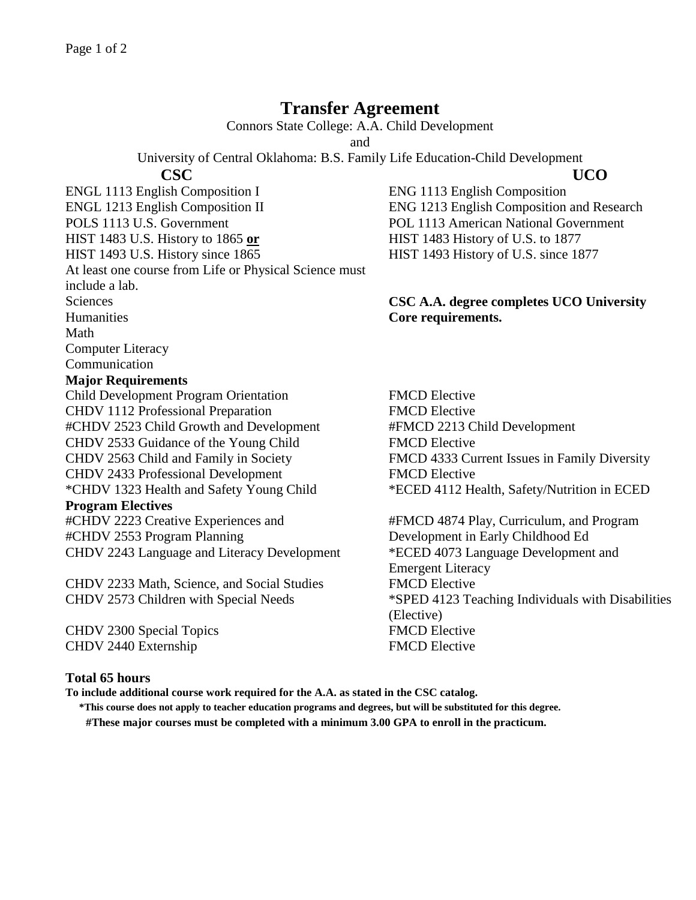# Transfer Agreement

Connors State College: A.A. Child Development

and

University of Central Oklahoma: B.S. Family Life Education-Child Development

| CSC | UCO |
|---|---|
| ENGL 1113 English Composition I | ENG 1113 English Composition |
| ENGL 1213 English Composition II | ENG 1213 English Composition and Research |
| POLS 1113 U.S. Government | POL 1113 American National Government |
| HIST 1483 U.S. History to 1865 **or** | HIST 1483 History of U.S. to 1877 |
| HIST 1493 U.S. History since 1865 | HIST 1493 History of U.S. since 1877 |
| At least one course from Life or Physical Science must include a lab. | |
| Sciences | **CSC A.A. degree completes UCO University Core requirements.** |
| Humanities | |
| Math | |
| Computer Literacy | |
| Communication | |
| **Major Requirements** | |
| Child Development Program Orientation | FMCD Elective |
| CHDV 1112 Professional Preparation | FMCD Elective |
| #CHDV 2523 Child Growth and Development | #FMCD 2213 Child Development |
| CHDV 2533 Guidance of the Young Child | FMCD Elective |
| CHDV 2563 Child and Family in Society | FMCD 4333 Current Issues in Family Diversity |
| CHDV 2433 Professional Development | FMCD Elective |
| *CHDV 1323 Health and Safety Young Child | *ECED 4112 Health, Safety/Nutrition in ECED |
| **Program Electives** | |
| #CHDV 2223 Creative Experiences and #CHDV 2553 Program Planning | #FMCD 4874 Play, Curriculum, and Program Development in Early Childhood Ed |
| CHDV 2243 Language and Literacy Development | *ECED 4073 Language Development and Emergent Literacy |
| CHDV 2233 Math, Science, and Social Studies | FMCD Elective |
| CHDV 2573 Children with Special Needs | *SPED 4123 Teaching Individuals with Disabilities (Elective) |
| CHDV 2300 Special Topics | FMCD Elective |
| CHDV 2440 Externship | FMCD Elective |

**Total 65 hours**

**To include additional course work required for the A.A. as stated in the CSC catalog.**

**\*This course does not apply to teacher education programs and degrees, but will be substituted for this degree.**

**#These major courses must be completed with a minimum 3.00 GPA to enroll in the practicum.**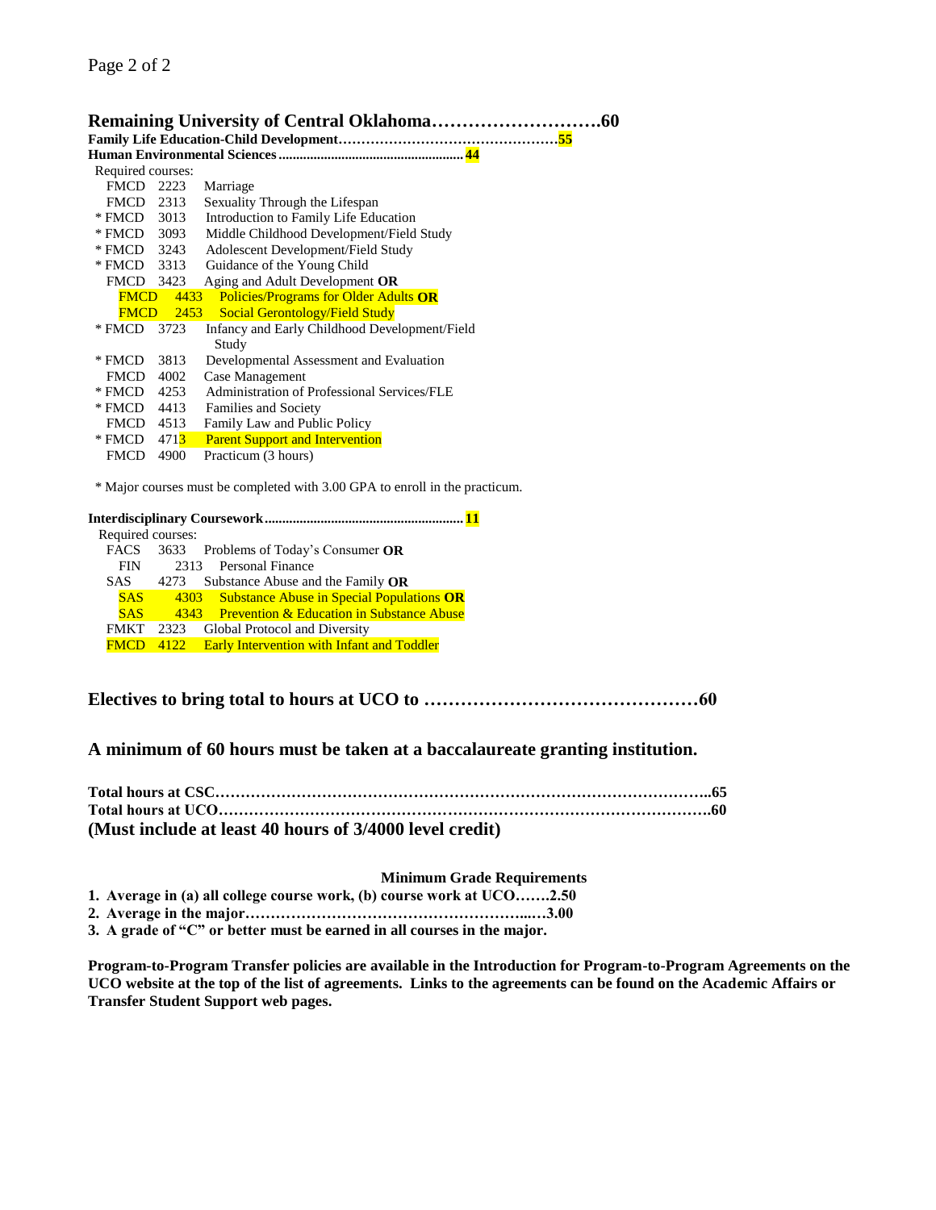## Remaining University of Central Oklahoma……………………….60

**Family Life Education-Child Development…………………………………………55**

**Human Environmental Sciences ..................................................... 44**

Required courses:

| | | |
|---|---|---|
| FMCD | 2223 | Marriage |
| FMCD | 2313 | Sexuality Through the Lifespan |
| * FMCD | 3013 | Introduction to Family Life Education |
| * FMCD | 3093 | Middle Childhood Development/Field Study |
| * FMCD | 3243 | Adolescent Development/Field Study |
| * FMCD | 3313 | Guidance of the Young Child |
| FMCD | 3423 | Aging and Adult Development **OR** |
| FMCD | 4433 | Policies/Programs for Older Adults **OR** |
| FMCD | 2453 | Social Gerontology/Field Study |
| * FMCD | 3723 | Infancy and Early Childhood Development/Field Study |
| * FMCD | 3813 | Developmental Assessment and Evaluation |
| FMCD | 4002 | Case Management |
| * FMCD | 4253 | Administration of Professional Services/FLE |
| * FMCD | 4413 | Families and Society |
| FMCD | 4513 | Family Law and Public Policy |
| * FMCD | 4713 | Parent Support and Intervention |
| FMCD | 4900 | Practicum (3 hours) |

* Major courses must be completed with 3.00 GPA to enroll in the practicum.

**Interdisciplinary Coursework......................................................... 11**

Required courses:

| | | |
|---|---|---|
| FACS | 3633 | Problems of Today's Consumer **OR** |
| FIN | 2313 | Personal Finance |
| SAS | 4273 | Substance Abuse and the Family **OR** |
| SAS | 4303 | Substance Abuse in Special Populations **OR** |
| SAS | 4343 | Prevention & Education in Substance Abuse |
| FMKT | 2323 | Global Protocol and Diversity |
| FMCD | 4122 | Early Intervention with Infant and Toddler |

**Electives to bring total to hours at UCO to ………………………………………60**

**A minimum of 60 hours must be taken at a baccalaureate granting institution.**

**Total hours at CSC……………………………………………………………………………………..65**
**Total hours at UCO…………………………………………………………………………………….60**
**(Must include at least 40 hours of 3/4000 level credit)**

**Minimum Grade Requirements**

1. **Average in (a) all college course work, (b) course work at UCO…….2.50**
2. **Average in the major………………………………………………...…3.00**
3. **A grade of "C" or better must be earned in all courses in the major.**

**Program-to-Program Transfer policies are available in the Introduction for Program-to-Program Agreements on the UCO website at the top of the list of agreements. Links to the agreements can be found on the Academic Affairs or Transfer Student Support web pages.**